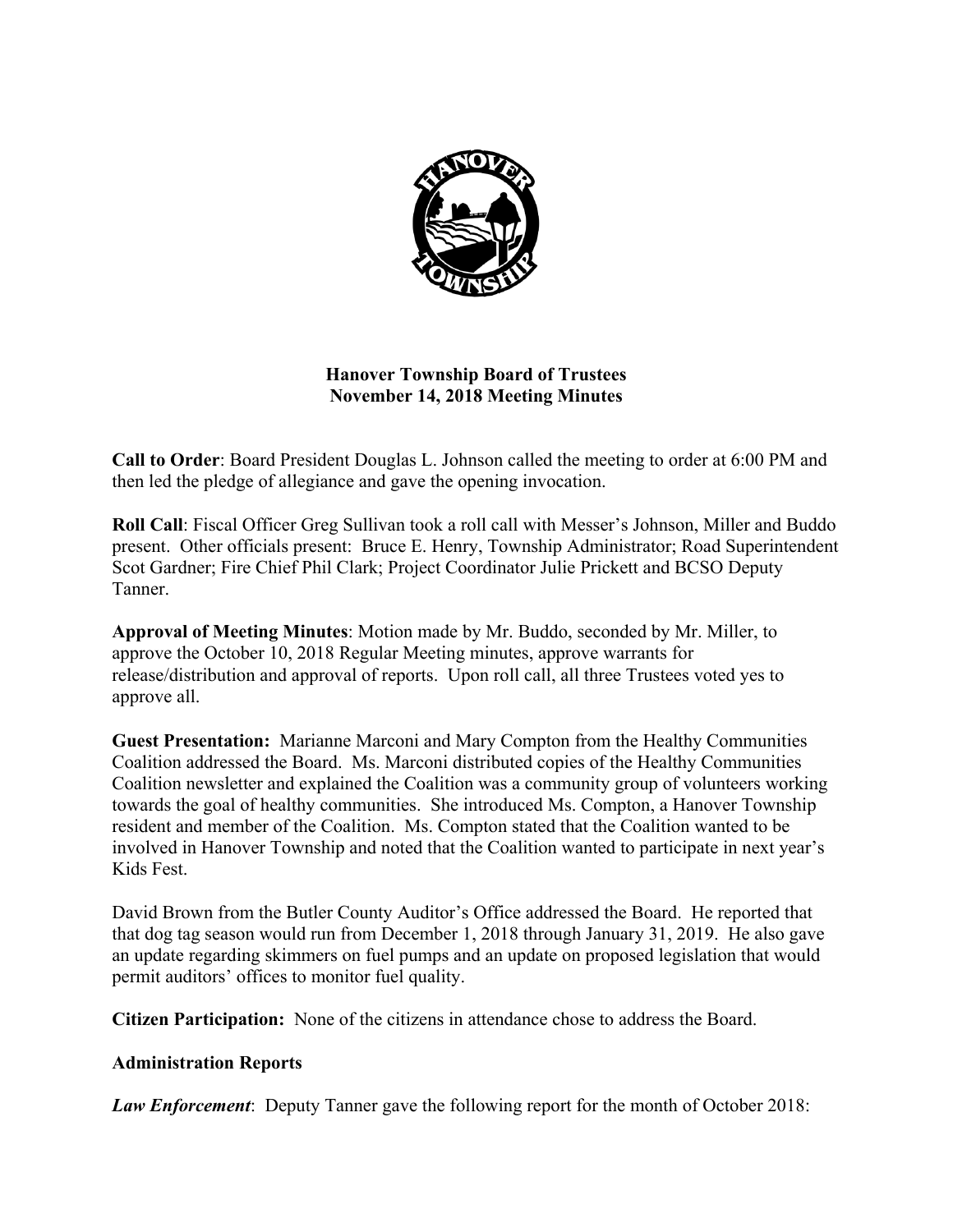**Hanover Township Board of Trustees**
**November 14, 2018 Meeting Minutes**

**Call to Order**: Board President Douglas L. Johnson called the meeting to order at 6:00 PM and then led the pledge of allegiance and gave the opening invocation.

**Roll Call**: Fiscal Officer Greg Sullivan took a roll call with Messer's Johnson, Miller and Buddo present. Other officials present: Bruce E. Henry, Township Administrator; Road Superintendent Scot Gardner; Fire Chief Phil Clark; Project Coordinator Julie Prickett and BCSO Deputy Tanner.

**Approval of Meeting Minutes**: Motion made by Mr. Buddo, seconded by Mr. Miller, to approve the October 10, 2018 Regular Meeting minutes, approve warrants for release/distribution and approval of reports. Upon roll call, all three Trustees voted yes to approve all.

**Guest Presentation:** Marianne Marconi and Mary Compton from the Healthy Communities Coalition addressed the Board. Ms. Marconi distributed copies of the Healthy Communities Coalition newsletter and explained the Coalition was a community group of volunteers working towards the goal of healthy communities. She introduced Ms. Compton, a Hanover Township resident and member of the Coalition. Ms. Compton stated that the Coalition wanted to be involved in Hanover Township and noted that the Coalition wanted to participate in next year's Kids Fest.

David Brown from the Butler County Auditor's Office addressed the Board. He reported that that dog tag season would run from December 1, 2018 through January 31, 2019. He also gave an update regarding skimmers on fuel pumps and an update on proposed legislation that would permit auditors' offices to monitor fuel quality.

**Citizen Participation:** None of the citizens in attendance chose to address the Board.

**Administration Reports**

***Law Enforcement***: Deputy Tanner gave the following report for the month of October 2018: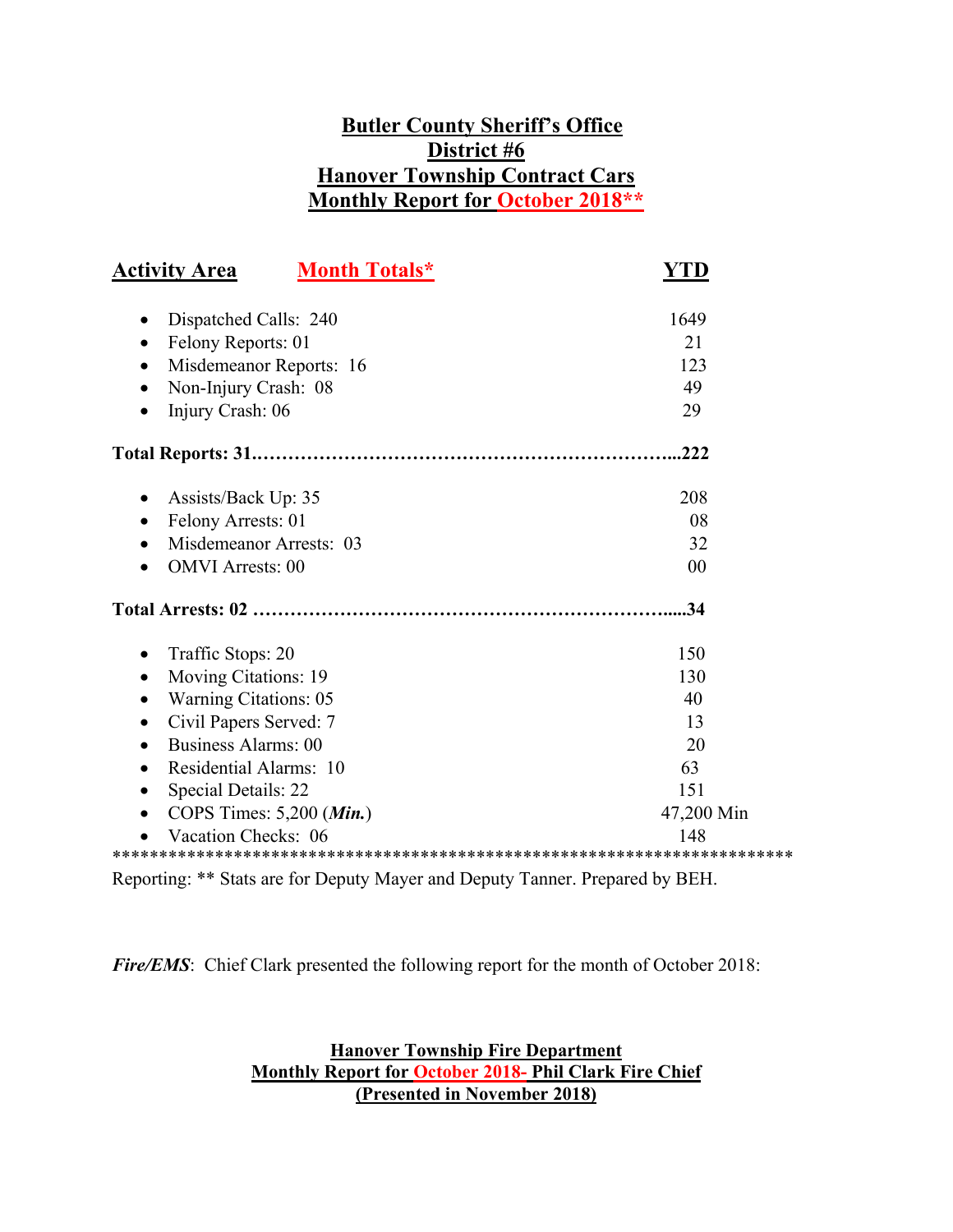**Butler County Sheriff's Office**
**District #6**
**Hanover Township Contract Cars**
**Monthly Report for October 2018****

| Activity Area | Month Totals* | YTD |
|---|---|---|
| • Dispatched Calls: 240 | | 1649 |
| • Felony Reports: 01 | | 21 |
| • Misdemeanor Reports: 16 | | 123 |
| • Non-Injury Crash: 08 | | 49 |
| • Injury Crash: 06 | | 29 |
| **Total Reports: 31** | | **222** |
| • Assists/Back Up: 35 | | 208 |
| • Felony Arrests: 01 | | 08 |
| • Misdemeanor Arrests: 03 | | 32 |
| • OMVI Arrests: 00 | | 00 |
| **Total Arrests: 02** | | **34** |
| • Traffic Stops: 20 | | 150 |
| • Moving Citations: 19 | | 130 |
| • Warning Citations: 05 | | 40 |
| • Civil Papers Served: 7 | | 13 |
| • Business Alarms: 00 | | 20 |
| • Residential Alarms: 10 | | 63 |
| • Special Details: 22 | | 151 |
| • COPS Times: 5,200 (***Min.***) | | 47,200 Min |
| • Vacation Checks: 06 | | 148 |

*************************************************************************

Reporting: ** Stats are for Deputy Mayer and Deputy Tanner. Prepared by BEH.

***Fire/EMS***: Chief Clark presented the following report for the month of October 2018:

**Hanover Township Fire Department**
**Monthly Report for October 2018- Phil Clark Fire Chief**
**(Presented in November 2018)**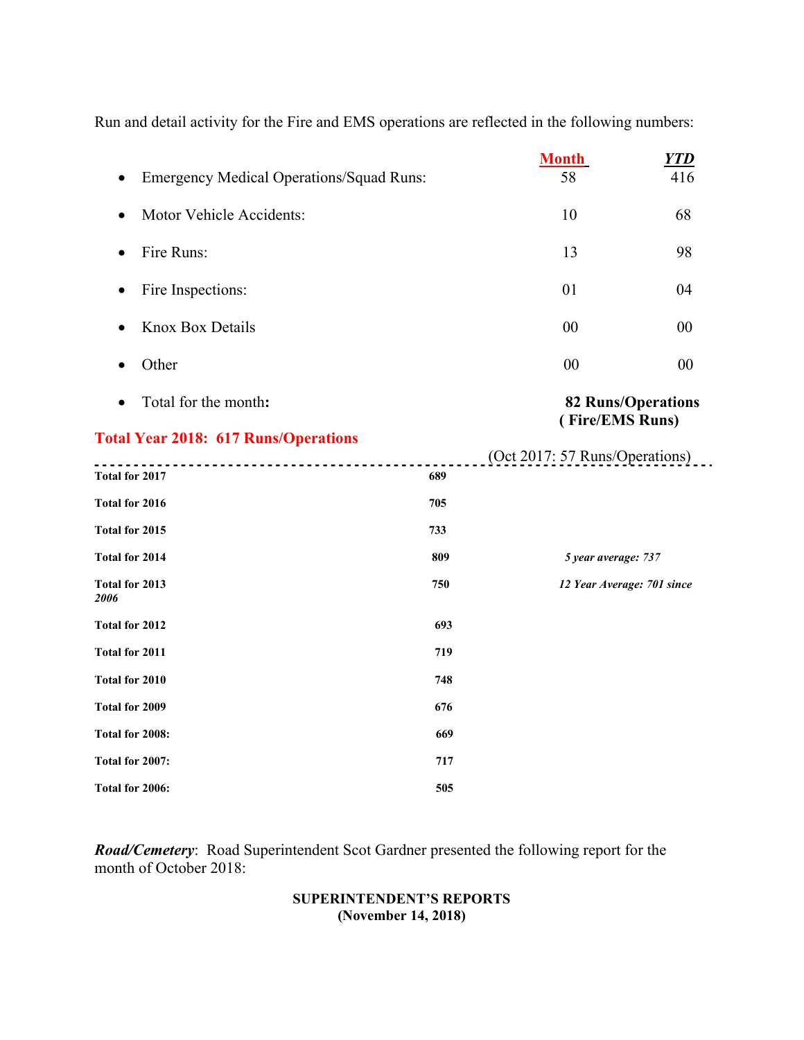Run and detail activity for the Fire and EMS operations are reflected in the following numbers:

| | Month | YTD |
|---|---|---|
| • Emergency Medical Operations/Squad Runs: | 58 | 416 |
| • Motor Vehicle Accidents: | 10 | 68 |
| • Fire Runs: | 13 | 98 |
| • Fire Inspections: | 01 | 04 |
| • Knox Box Details | 00 | 00 |
| • Other | 00 | 00 |
| • Total for the month: | **82 Runs/Operations ( Fire/EMS Runs)** | |

**Total Year 2018: 617 Runs/Operations**

(Oct 2017: 57 Runs/Operations)

| | | |
|---|---|---|
| **Total for 2017** | **689** | |
| **Total for 2016** | **705** | |
| **Total for 2015** | **733** | |
| **Total for 2014** | **809** | ***5 year average: 737*** |
| **Total for 2013** | **750** | ***12 Year Average: 701 since 2006*** |
| **Total for 2012** | **693** | |
| **Total for 2011** | **719** | |
| **Total for 2010** | **748** | |
| **Total for 2009** | **676** | |
| **Total for 2008:** | **669** | |
| **Total for 2007:** | **717** | |
| **Total for 2006:** | **505** | |

***Road/Cemetery***: Road Superintendent Scot Gardner presented the following report for the month of October 2018:

**SUPERINTENDENT'S REPORTS**
**(November 14, 2018)**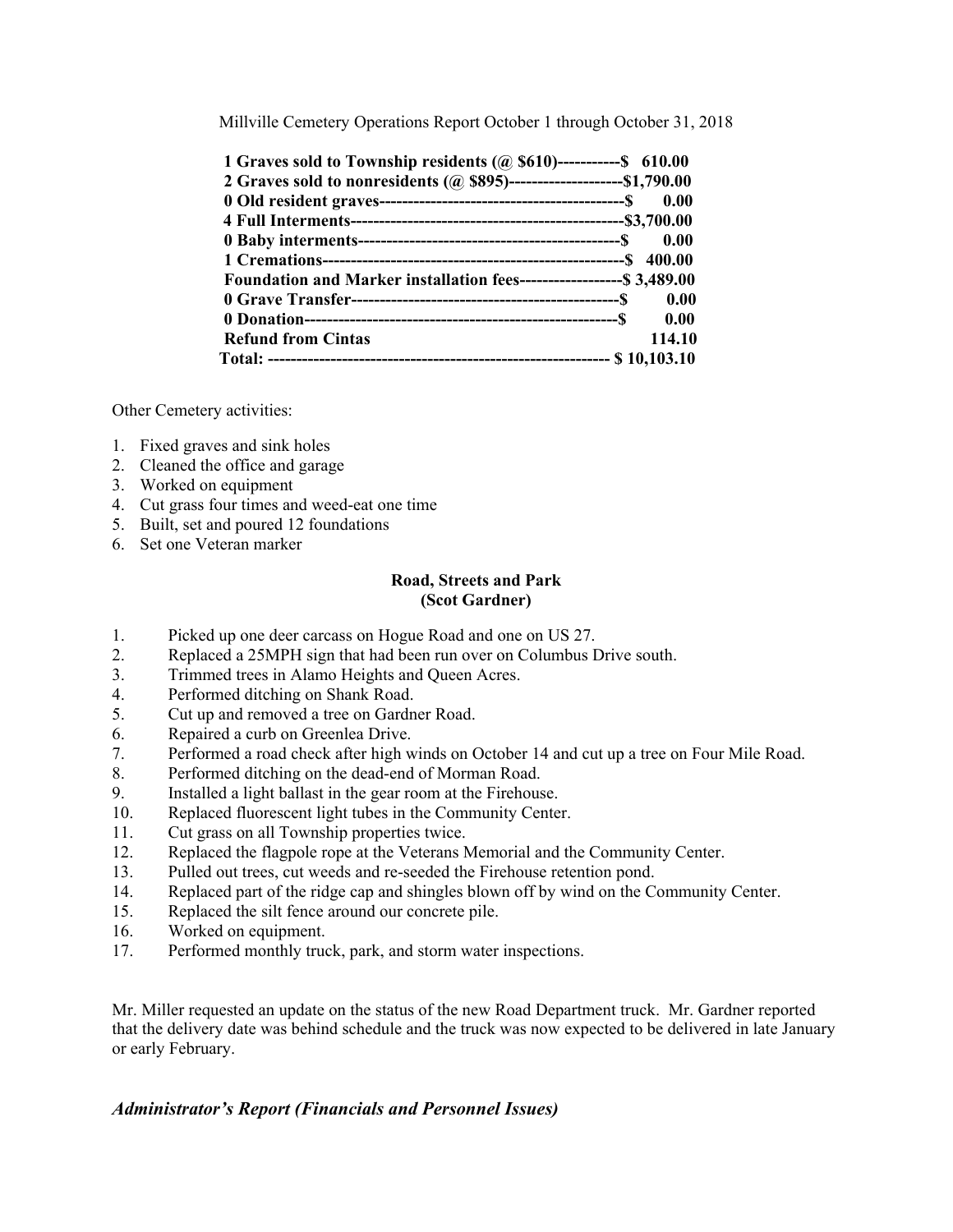Millville Cemetery Operations Report October 1 through October 31, 2018

| | |
|---|---|
| **1 Graves sold to Township residents (@ $610)-----------** | **$ 610.00** |
| **2 Graves sold to nonresidents (@ $895)--------------------** | **$1,790.00** |
| **0 Old resident graves------------------------------------------** | **$ 0.00** |
| **4 Full Interments-----------------------------------------------** | **$3,700.00** |
| **0 Baby interments---------------------------------------------** | **$ 0.00** |
| **1 Cremations----------------------------------------------------** | **$ 400.00** |
| **Foundation and Marker installation fees------------------** | **$ 3,489.00** |
| **0 Grave Transfer----------------------------------------------** | **$ 0.00** |
| **0 Donation-------------------------------------------------------** | **$ 0.00** |
| **Refund from Cintas** | **114.10** |
| **Total: -----------------------------------------------------------** | **$ 10,103.10** |

Other Cemetery activities:

1. Fixed graves and sink holes
2. Cleaned the office and garage
3. Worked on equipment
4. Cut grass four times and weed-eat one time
5. Built, set and poured 12 foundations
6. Set one Veteran marker

**Road, Streets and Park**
**(Scot Gardner)**

1. Picked up one deer carcass on Hogue Road and one on US 27.
2. Replaced a 25MPH sign that had been run over on Columbus Drive south.
3. Trimmed trees in Alamo Heights and Queen Acres.
4. Performed ditching on Shank Road.
5. Cut up and removed a tree on Gardner Road.
6. Repaired a curb on Greenlea Drive.
7. Performed a road check after high winds on October 14 and cut up a tree on Four Mile Road.
8. Performed ditching on the dead-end of Morman Road.
9. Installed a light ballast in the gear room at the Firehouse.
10. Replaced fluorescent light tubes in the Community Center.
11. Cut grass on all Township properties twice.
12. Replaced the flagpole rope at the Veterans Memorial and the Community Center.
13. Pulled out trees, cut weeds and re-seeded the Firehouse retention pond.
14. Replaced part of the ridge cap and shingles blown off by wind on the Community Center.
15. Replaced the silt fence around our concrete pile.
16. Worked on equipment.
17. Performed monthly truck, park, and storm water inspections.

Mr. Miller requested an update on the status of the new Road Department truck. Mr. Gardner reported that the delivery date was behind schedule and the truck was now expected to be delivered in late January or early February.

## *Administrator's Report (Financials and Personnel Issues)*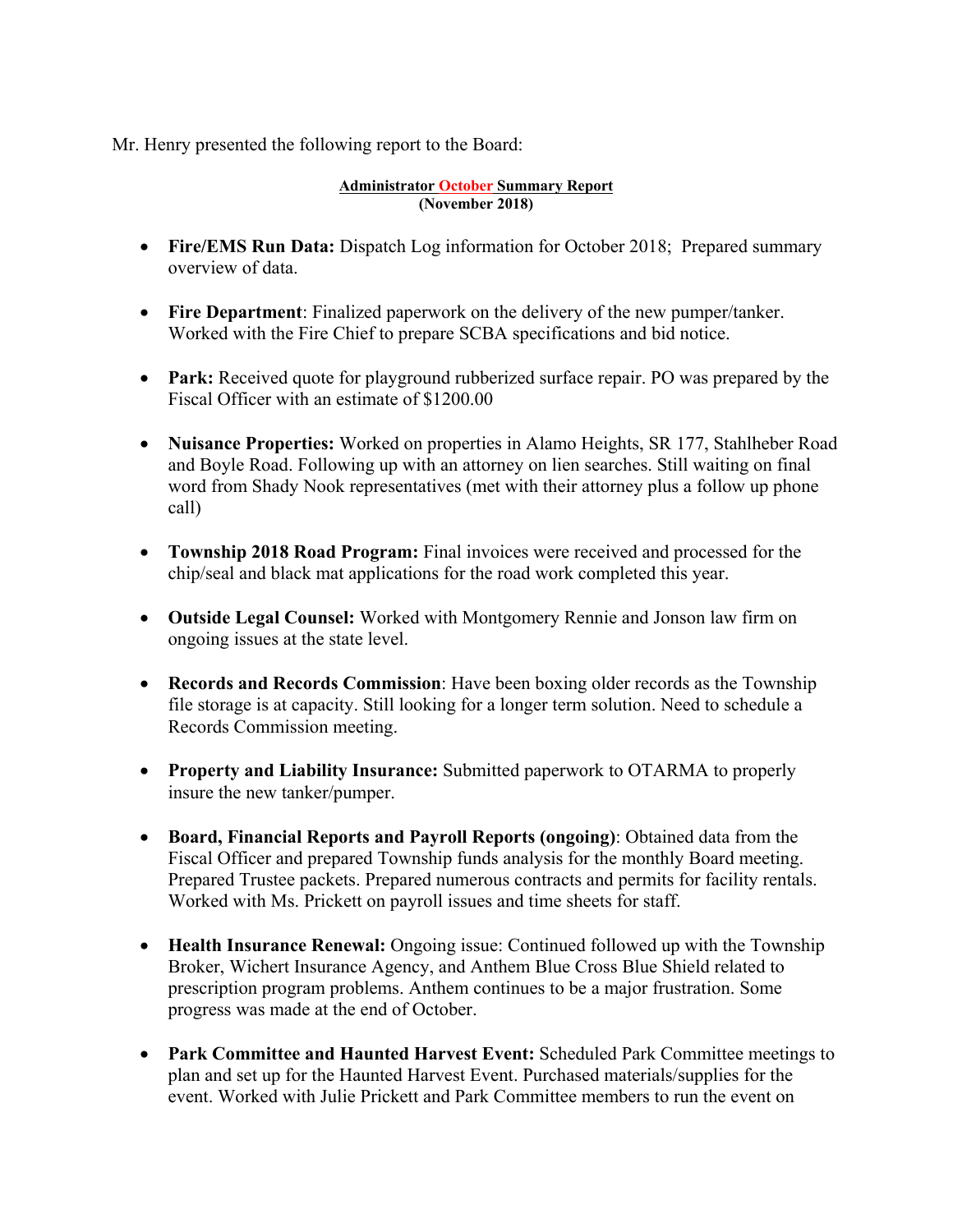Mr. Henry presented the following report to the Board:

**Administrator October Summary Report**
**(November 2018)**

- **Fire/EMS Run Data:** Dispatch Log information for October 2018; Prepared summary overview of data.

- **Fire Department**: Finalized paperwork on the delivery of the new pumper/tanker. Worked with the Fire Chief to prepare SCBA specifications and bid notice.

- **Park:** Received quote for playground rubberized surface repair. PO was prepared by the Fiscal Officer with an estimate of $1200.00

- **Nuisance Properties:** Worked on properties in Alamo Heights, SR 177, Stahlheber Road and Boyle Road. Following up with an attorney on lien searches. Still waiting on final word from Shady Nook representatives (met with their attorney plus a follow up phone call)

- **Township 2018 Road Program:** Final invoices were received and processed for the chip/seal and black mat applications for the road work completed this year.

- **Outside Legal Counsel:** Worked with Montgomery Rennie and Jonson law firm on ongoing issues at the state level.

- **Records and Records Commission**: Have been boxing older records as the Township file storage is at capacity. Still looking for a longer term solution. Need to schedule a Records Commission meeting.

- **Property and Liability Insurance:** Submitted paperwork to OTARMA to properly insure the new tanker/pumper.

- **Board, Financial Reports and Payroll Reports (ongoing)**: Obtained data from the Fiscal Officer and prepared Township funds analysis for the monthly Board meeting. Prepared Trustee packets. Prepared numerous contracts and permits for facility rentals. Worked with Ms. Prickett on payroll issues and time sheets for staff.

- **Health Insurance Renewal:** Ongoing issue: Continued followed up with the Township Broker, Wichert Insurance Agency, and Anthem Blue Cross Blue Shield related to prescription program problems. Anthem continues to be a major frustration. Some progress was made at the end of October.

- **Park Committee and Haunted Harvest Event:** Scheduled Park Committee meetings to plan and set up for the Haunted Harvest Event. Purchased materials/supplies for the event. Worked with Julie Prickett and Park Committee members to run the event on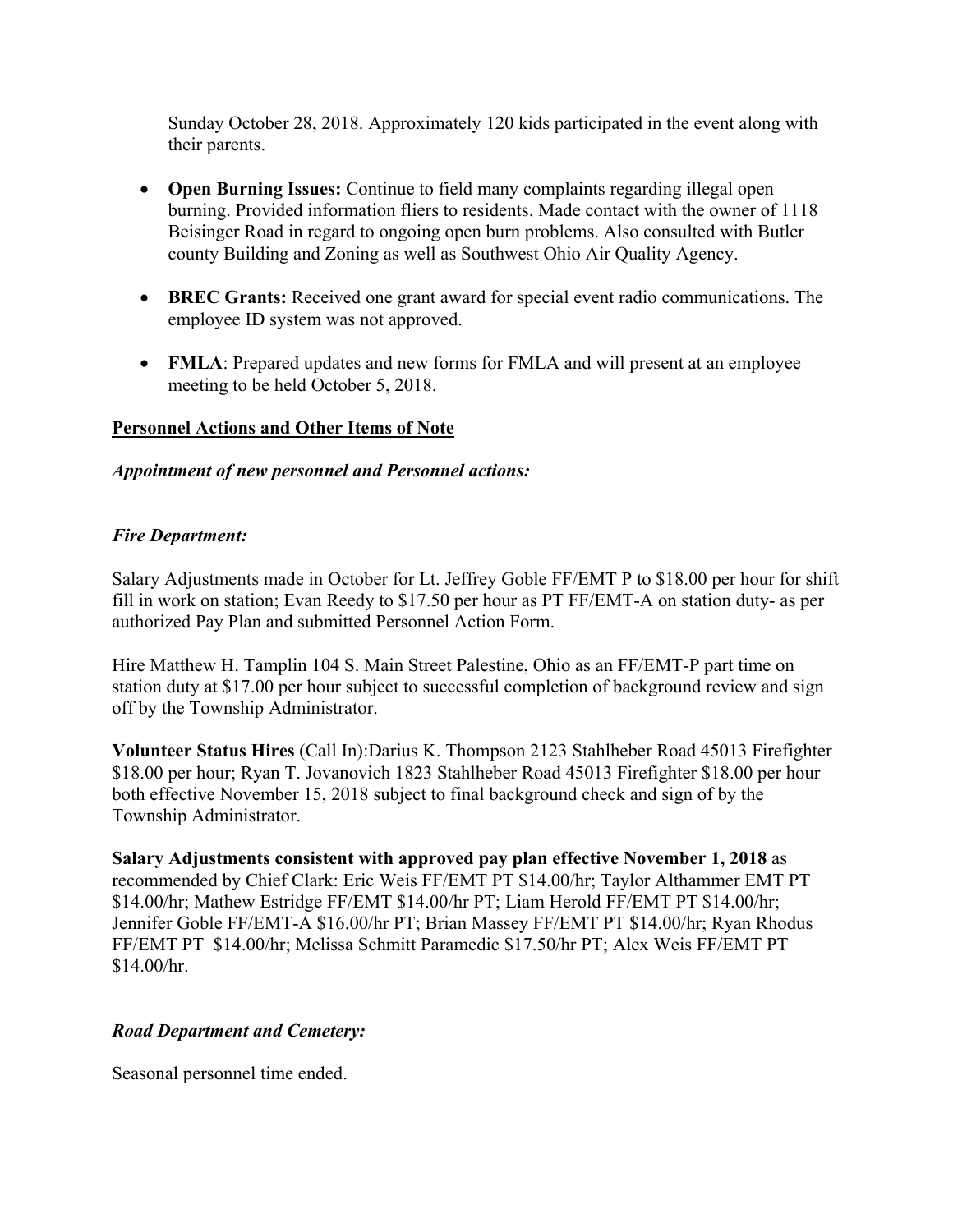Sunday October 28, 2018. Approximately 120 kids participated in the event along with their parents.

- **Open Burning Issues:** Continue to field many complaints regarding illegal open burning. Provided information fliers to residents. Made contact with the owner of 1118 Beisinger Road in regard to ongoing open burn problems. Also consulted with Butler county Building and Zoning as well as Southwest Ohio Air Quality Agency.

- **BREC Grants:** Received one grant award for special event radio communications. The employee ID system was not approved.

- **FMLA**: Prepared updates and new forms for FMLA and will present at an employee meeting to be held October 5, 2018.

## Personnel Actions and Other Items of Note

***Appointment of new personnel and Personnel actions:***

***Fire Department:***

Salary Adjustments made in October for Lt. Jeffrey Goble FF/EMT P to $18.00 per hour for shift fill in work on station; Evan Reedy to $17.50 per hour as PT FF/EMT-A on station duty- as per authorized Pay Plan and submitted Personnel Action Form.

Hire Matthew H. Tamplin 104 S. Main Street Palestine, Ohio as an FF/EMT-P part time on station duty at $17.00 per hour subject to successful completion of background review and sign off by the Township Administrator.

**Volunteer Status Hires** (Call In):Darius K. Thompson 2123 Stahlheber Road 45013 Firefighter $18.00 per hour; Ryan T. Jovanovich 1823 Stahlheber Road 45013 Firefighter $18.00 per hour both effective November 15, 2018 subject to final background check and sign of by the Township Administrator.

**Salary Adjustments consistent with approved pay plan effective November 1, 2018** as recommended by Chief Clark: Eric Weis FF/EMT PT $14.00/hr; Taylor Althammer EMT PT $14.00/hr; Mathew Estridge FF/EMT $14.00/hr PT; Liam Herold FF/EMT PT $14.00/hr; Jennifer Goble FF/EMT-A $16.00/hr PT; Brian Massey FF/EMT PT $14.00/hr; Ryan Rhodus FF/EMT PT $14.00/hr; Melissa Schmitt Paramedic $17.50/hr PT; Alex Weis FF/EMT PT $14.00/hr.

***Road Department and Cemetery:***

Seasonal personnel time ended.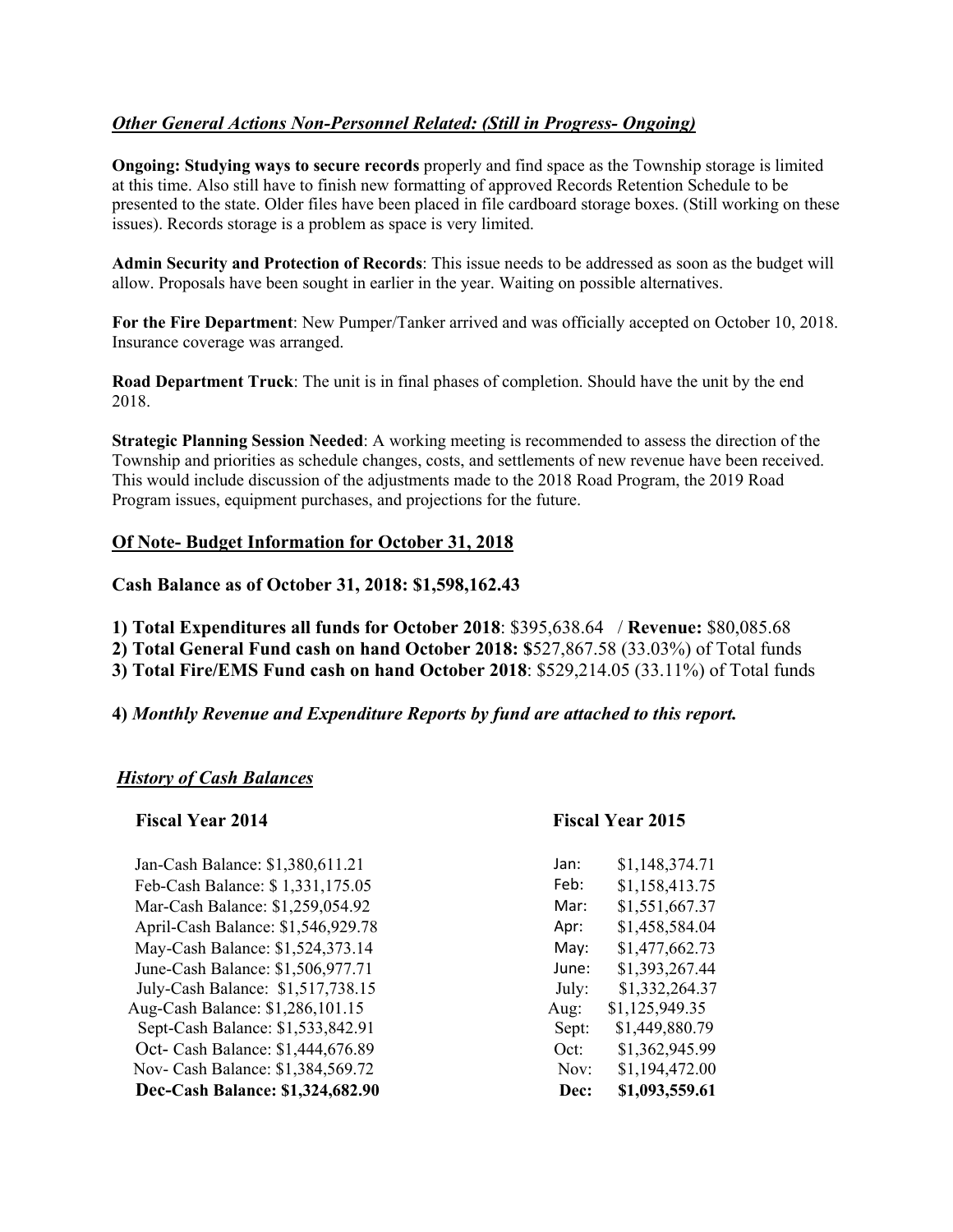### *Other General Actions Non-Personnel Related: (Still in Progress- Ongoing)*

**Ongoing: Studying ways to secure records** properly and find space as the Township storage is limited at this time. Also still have to finish new formatting of approved Records Retention Schedule to be presented to the state. Older files have been placed in file cardboard storage boxes. (Still working on these issues). Records storage is a problem as space is very limited.

**Admin Security and Protection of Records**: This issue needs to be addressed as soon as the budget will allow. Proposals have been sought in earlier in the year. Waiting on possible alternatives.

**For the Fire Department**: New Pumper/Tanker arrived and was officially accepted on October 10, 2018. Insurance coverage was arranged.

**Road Department Truck**: The unit is in final phases of completion. Should have the unit by the end 2018.

**Strategic Planning Session Needed**: A working meeting is recommended to assess the direction of the Township and priorities as schedule changes, costs, and settlements of new revenue have been received. This would include discussion of the adjustments made to the 2018 Road Program, the 2019 Road Program issues, equipment purchases, and projections for the future.

## Of Note- Budget Information for October 31, 2018

**Cash Balance as of October 31, 2018: $1,598,162.43**

**1) Total Expenditures all funds for October 2018**: $395,638.64 / **Revenue:** $80,085.68
**2) Total General Fund cash on hand October 2018: $**527,867.58 (33.03%) of Total funds
**3) Total Fire/EMS Fund cash on hand October 2018**: $529,214.05 (33.11%) of Total funds

**4)** ***Monthly Revenue and Expenditure Reports by fund are attached to this report.***

### *History of Cash Balances*

| **Fiscal Year 2014** | **Fiscal Year 2015** | |
|---|---|---|
| Jan-Cash Balance: $1,380,611.21 | Jan: | $1,148,374.71 |
| Feb-Cash Balance: $ 1,331,175.05 | Feb: | $1,158,413.75 |
| Mar-Cash Balance: $1,259,054.92 | Mar: | $1,551,667.37 |
| April-Cash Balance: $1,546,929.78 | Apr: | $1,458,584.04 |
| May-Cash Balance: $1,524,373.14 | May: | $1,477,662.73 |
| June-Cash Balance: $1,506,977.71 | June: | $1,393,267.44 |
| July-Cash Balance: $1,517,738.15 | July: | $1,332,264.37 |
| Aug-Cash Balance: $1,286,101.15 | Aug: | $1,125,949.35 |
| Sept-Cash Balance: $1,533,842.91 | Sept: | $1,449,880.79 |
| Oct- Cash Balance: $1,444,676.89 | Oct: | $1,362,945.99 |
| Nov- Cash Balance: $1,384,569.72 | Nov: | $1,194,472.00 |
| **Dec-Cash Balance: $1,324,682.90** | **Dec:** | **$1,093,559.61** |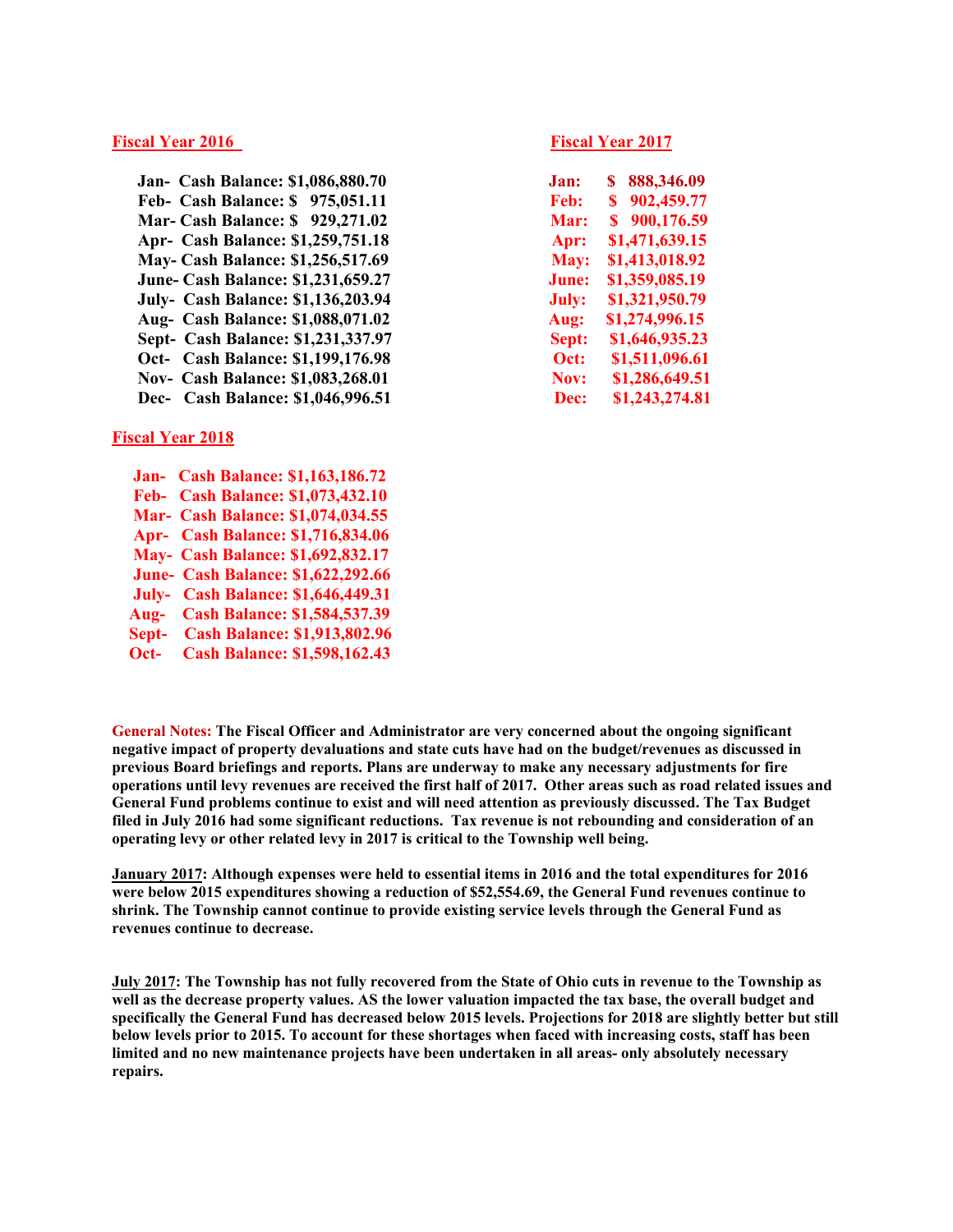**Fiscal Year 2016**

Jan- Cash Balance: $1,086,880.70
Feb- Cash Balance: $ 975,051.11
Mar- Cash Balance: $ 929,271.02
Apr- Cash Balance: $1,259,751.18
May- Cash Balance: $1,256,517.69
June- Cash Balance: $1,231,659.27
July- Cash Balance: $1,136,203.94
Aug- Cash Balance: $1,088,071.02
Sept- Cash Balance: $1,231,337.97
Oct- Cash Balance: $1,199,176.98
Nov- Cash Balance: $1,083,268.01
Dec- Cash Balance: $1,046,996.51

**Fiscal Year 2017**

Jan: $ 888,346.09
Feb: $ 902,459.77
Mar: $ 900,176.59
Apr: $1,471,639.15
May: $1,413,018.92
June: $1,359,085.19
July: $1,321,950.79
Aug: $1,274,996.15
Sept: $1,646,935.23
Oct: $1,511,096.61
Nov: $1,286,649.51
Dec: $1,243,274.81

**Fiscal Year 2018**

Jan- Cash Balance: $1,163,186.72
Feb- Cash Balance: $1,073,432.10
Mar- Cash Balance: $1,074,034.55
Apr- Cash Balance: $1,716,834.06
May- Cash Balance: $1,692,832.17
June- Cash Balance: $1,622,292.66
July- Cash Balance: $1,646,449.31
Aug- Cash Balance: $1,584,537.39
Sept- Cash Balance: $1,913,802.96
Oct- Cash Balance: $1,598,162.43

**General Notes: The Fiscal Officer and Administrator are very concerned about the ongoing significant negative impact of property devaluations and state cuts have had on the budget/revenues as discussed in previous Board briefings and reports. Plans are underway to make any necessary adjustments for fire operations until levy revenues are received the first half of 2017. Other areas such as road related issues and General Fund problems continue to exist and will need attention as previously discussed. The Tax Budget filed in July 2016 had some significant reductions. Tax revenue is not rebounding and consideration of an operating levy or other related levy in 2017 is critical to the Township well being.**

**January 2017: Although expenses were held to essential items in 2016 and the total expenditures for 2016 were below 2015 expenditures showing a reduction of $52,554.69, the General Fund revenues continue to shrink. The Township cannot continue to provide existing service levels through the General Fund as revenues continue to decrease.**

**July 2017: The Township has not fully recovered from the State of Ohio cuts in revenue to the Township as well as the decrease property values. AS the lower valuation impacted the tax base, the overall budget and specifically the General Fund has decreased below 2015 levels. Projections for 2018 are slightly better but still below levels prior to 2015. To account for these shortages when faced with increasing costs, staff has been limited and no new maintenance projects have been undertaken in all areas- only absolutely necessary repairs.**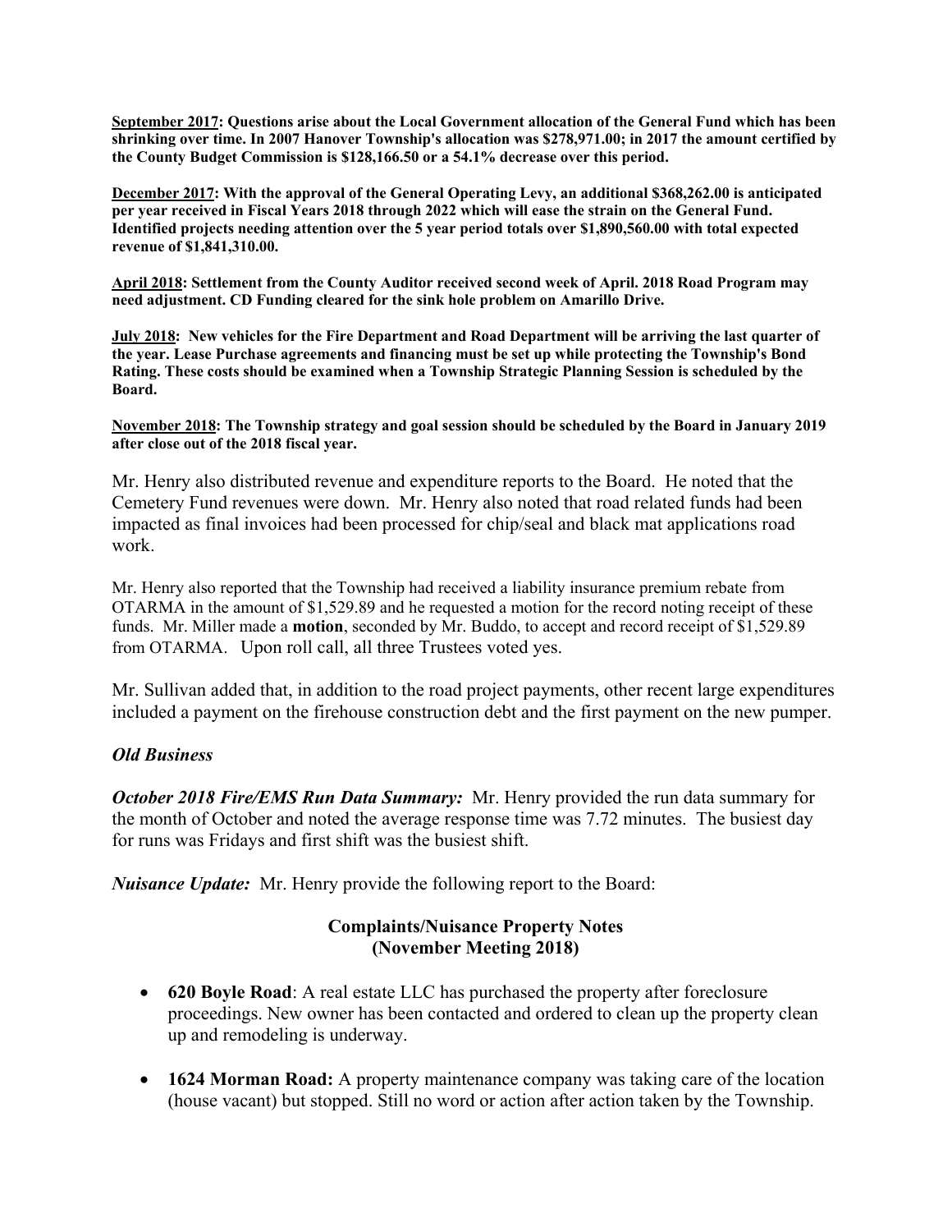**<u>September 2017</u>: Questions arise about the Local Government allocation of the General Fund which has been shrinking over time. In 2007 Hanover Township's allocation was $278,971.00; in 2017 the amount certified by the County Budget Commission is $128,166.50 or a 54.1% decrease over this period.**

**<u>December 2017</u>: With the approval of the General Operating Levy, an additional $368,262.00 is anticipated per year received in Fiscal Years 2018 through 2022 which will ease the strain on the General Fund. Identified projects needing attention over the 5 year period totals over $1,890,560.00 with total expected revenue of $1,841,310.00.**

**<u>April 2018</u>: Settlement from the County Auditor received second week of April. 2018 Road Program may need adjustment. CD Funding cleared for the sink hole problem on Amarillo Drive.**

**<u>July 2018</u>: New vehicles for the Fire Department and Road Department will be arriving the last quarter of the year. Lease Purchase agreements and financing must be set up while protecting the Township's Bond Rating. These costs should be examined when a Township Strategic Planning Session is scheduled by the Board.**

**<u>November 2018</u>: The Township strategy and goal session should be scheduled by the Board in January 2019 after close out of the 2018 fiscal year.**

Mr. Henry also distributed revenue and expenditure reports to the Board. He noted that the Cemetery Fund revenues were down. Mr. Henry also noted that road related funds had been impacted as final invoices had been processed for chip/seal and black mat applications road work.

Mr. Henry also reported that the Township had received a liability insurance premium rebate from OTARMA in the amount of $1,529.89 and he requested a motion for the record noting receipt of these funds. Mr. Miller made a **motion**, seconded by Mr. Buddo, to accept and record receipt of $1,529.89 from OTARMA. Upon roll call, all three Trustees voted yes.

Mr. Sullivan added that, in addition to the road project payments, other recent large expenditures included a payment on the firehouse construction debt and the first payment on the new pumper.

***Old Business***

***October 2018 Fire/EMS Run Data Summary:*** Mr. Henry provided the run data summary for the month of October and noted the average response time was 7.72 minutes. The busiest day for runs was Fridays and first shift was the busiest shift.

***Nuisance Update:*** Mr. Henry provide the following report to the Board:

**Complaints/Nuisance Property Notes**
**(November Meeting 2018)**

- **620 Boyle Road**: A real estate LLC has purchased the property after foreclosure proceedings. New owner has been contacted and ordered to clean up the property clean up and remodeling is underway.
- **1624 Morman Road:** A property maintenance company was taking care of the location (house vacant) but stopped. Still no word or action after action taken by the Township.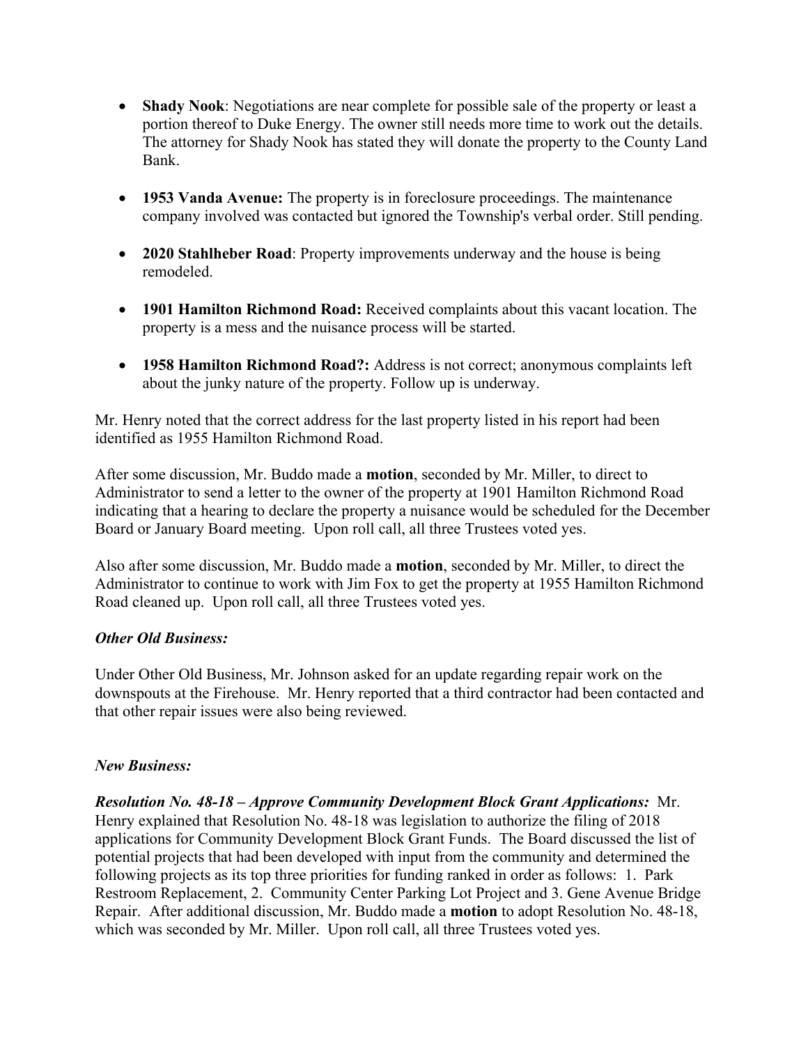- **Shady Nook**: Negotiations are near complete for possible sale of the property or least a portion thereof to Duke Energy. The owner still needs more time to work out the details. The attorney for Shady Nook has stated they will donate the property to the County Land Bank.

- **1953 Vanda Avenue:** The property is in foreclosure proceedings. The maintenance company involved was contacted but ignored the Township's verbal order. Still pending.

- **2020 Stahlheber Road**: Property improvements underway and the house is being remodeled.

- **1901 Hamilton Richmond Road:** Received complaints about this vacant location. The property is a mess and the nuisance process will be started.

- **1958 Hamilton Richmond Road?:** Address is not correct; anonymous complaints left about the junky nature of the property. Follow up is underway.

Mr. Henry noted that the correct address for the last property listed in his report had been identified as 1955 Hamilton Richmond Road.

After some discussion, Mr. Buddo made a **motion**, seconded by Mr. Miller, to direct to Administrator to send a letter to the owner of the property at 1901 Hamilton Richmond Road indicating that a hearing to declare the property a nuisance would be scheduled for the December Board or January Board meeting. Upon roll call, all three Trustees voted yes.

Also after some discussion, Mr. Buddo made a **motion**, seconded by Mr. Miller, to direct the Administrator to continue to work with Jim Fox to get the property at 1955 Hamilton Richmond Road cleaned up. Upon roll call, all three Trustees voted yes.

***Other Old Business:***

Under Other Old Business, Mr. Johnson asked for an update regarding repair work on the downspouts at the Firehouse. Mr. Henry reported that a third contractor had been contacted and that other repair issues were also being reviewed.

***New Business:***

***Resolution No. 48-18 – Approve Community Development Block Grant Applications:*** Mr. Henry explained that Resolution No. 48-18 was legislation to authorize the filing of 2018 applications for Community Development Block Grant Funds. The Board discussed the list of potential projects that had been developed with input from the community and determined the following projects as its top three priorities for funding ranked in order as follows: 1. Park Restroom Replacement, 2. Community Center Parking Lot Project and 3. Gene Avenue Bridge Repair. After additional discussion, Mr. Buddo made a **motion** to adopt Resolution No. 48-18, which was seconded by Mr. Miller. Upon roll call, all three Trustees voted yes.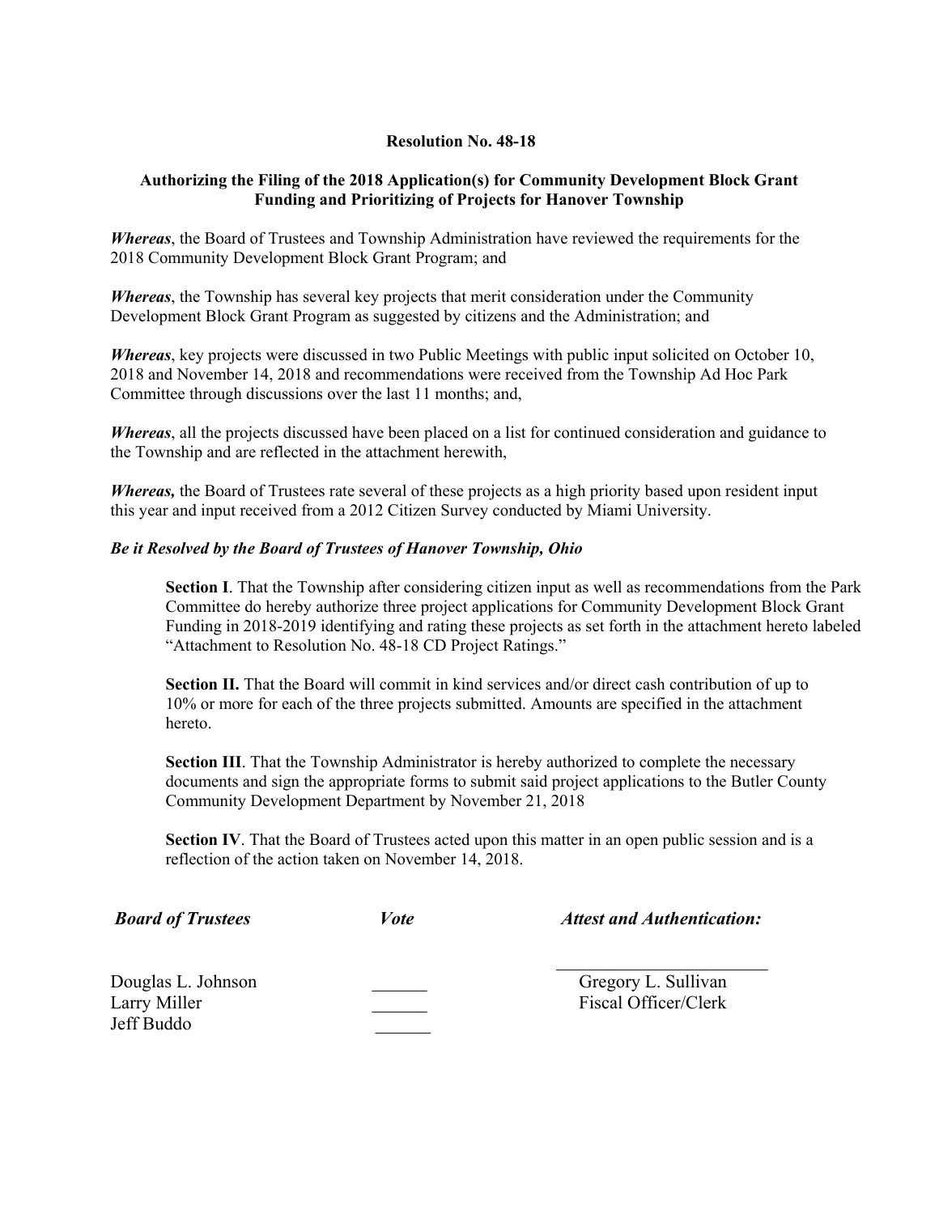**Resolution No. 48-18**

**Authorizing the Filing of the 2018 Application(s) for Community Development Block Grant Funding and Prioritizing of Projects for Hanover Township**

***Whereas***, the Board of Trustees and Township Administration have reviewed the requirements for the 2018 Community Development Block Grant Program; and

***Whereas***, the Township has several key projects that merit consideration under the Community Development Block Grant Program as suggested by citizens and the Administration; and

***Whereas***, key projects were discussed in two Public Meetings with public input solicited on October 10, 2018 and November 14, 2018 and recommendations were received from the Township Ad Hoc Park Committee through discussions over the last 11 months; and,

***Whereas***, all the projects discussed have been placed on a list for continued consideration and guidance to the Township and are reflected in the attachment herewith,

***Whereas,*** the Board of Trustees rate several of these projects as a high priority based upon resident input this year and input received from a 2012 Citizen Survey conducted by Miami University.

***Be it Resolved by the Board of Trustees of Hanover Township, Ohio***

> **Section I**. That the Township after considering citizen input as well as recommendations from the Park Committee do hereby authorize three project applications for Community Development Block Grant Funding in 2018-2019 identifying and rating these projects as set forth in the attachment hereto labeled "Attachment to Resolution No. 48-18 CD Project Ratings."
>
> **Section II.** That the Board will commit in kind services and/or direct cash contribution of up to 10% or more for each of the three projects submitted. Amounts are specified in the attachment hereto.
>
> **Section III**. That the Township Administrator is hereby authorized to complete the necessary documents and sign the appropriate forms to submit said project applications to the Butler County Community Development Department by November 21, 2018
>
> **Section IV**. That the Board of Trustees acted upon this matter in an open public session and is a reflection of the action taken on November 14, 2018.

| ***Board of Trustees*** | ***Vote*** | ***Attest and Authentication:*** |
|---|---|---|
| Douglas L. Johnson | ______ | ______________________ |
| Larry Miller | ______ | Gregory L. Sullivan |
| Jeff Buddo | ______ | Fiscal Officer/Clerk |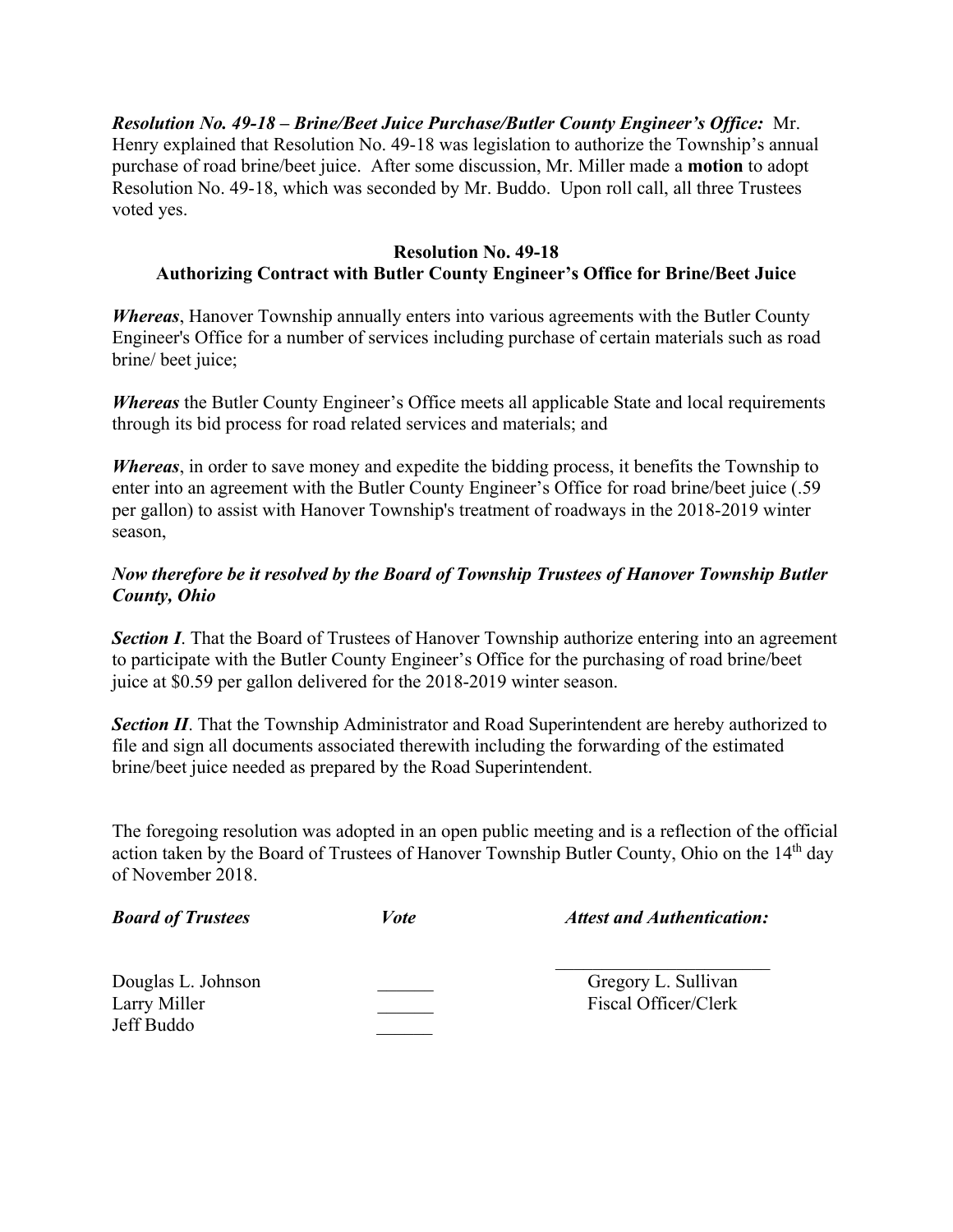***Resolution No. 49-18 – Brine/Beet Juice Purchase/Butler County Engineer's Office:*** Mr. Henry explained that Resolution No. 49-18 was legislation to authorize the Township's annual purchase of road brine/beet juice. After some discussion, Mr. Miller made a **motion** to adopt Resolution No. 49-18, which was seconded by Mr. Buddo. Upon roll call, all three Trustees voted yes.

**Resolution No. 49-18**
**Authorizing Contract with Butler County Engineer's Office for Brine/Beet Juice**

***Whereas***, Hanover Township annually enters into various agreements with the Butler County Engineer's Office for a number of services including purchase of certain materials such as road brine/ beet juice;

***Whereas*** the Butler County Engineer's Office meets all applicable State and local requirements through its bid process for road related services and materials; and

***Whereas***, in order to save money and expedite the bidding process, it benefits the Township to enter into an agreement with the Butler County Engineer's Office for road brine/beet juice (.59 per gallon) to assist with Hanover Township's treatment of roadways in the 2018-2019 winter season,

***Now therefore be it resolved by the Board of Township Trustees of Hanover Township Butler County, Ohio***

***Section I***. That the Board of Trustees of Hanover Township authorize entering into an agreement to participate with the Butler County Engineer's Office for the purchasing of road brine/beet juice at $0.59 per gallon delivered for the 2018-2019 winter season.

***Section II***. That the Township Administrator and Road Superintendent are hereby authorized to file and sign all documents associated therewith including the forwarding of the estimated brine/beet juice needed as prepared by the Road Superintendent.

The foregoing resolution was adopted in an open public meeting and is a reflection of the official action taken by the Board of Trustees of Hanover Township Butler County, Ohio on the 14th day of November 2018.

| ***Board of Trustees*** | ***Vote*** | ***Attest and Authentication:*** |
|---|---|---|
| Douglas L. Johnson | ______ | Gregory L. Sullivan |
| Larry Miller | ______ | Fiscal Officer/Clerk |
| Jeff Buddo | ______ | |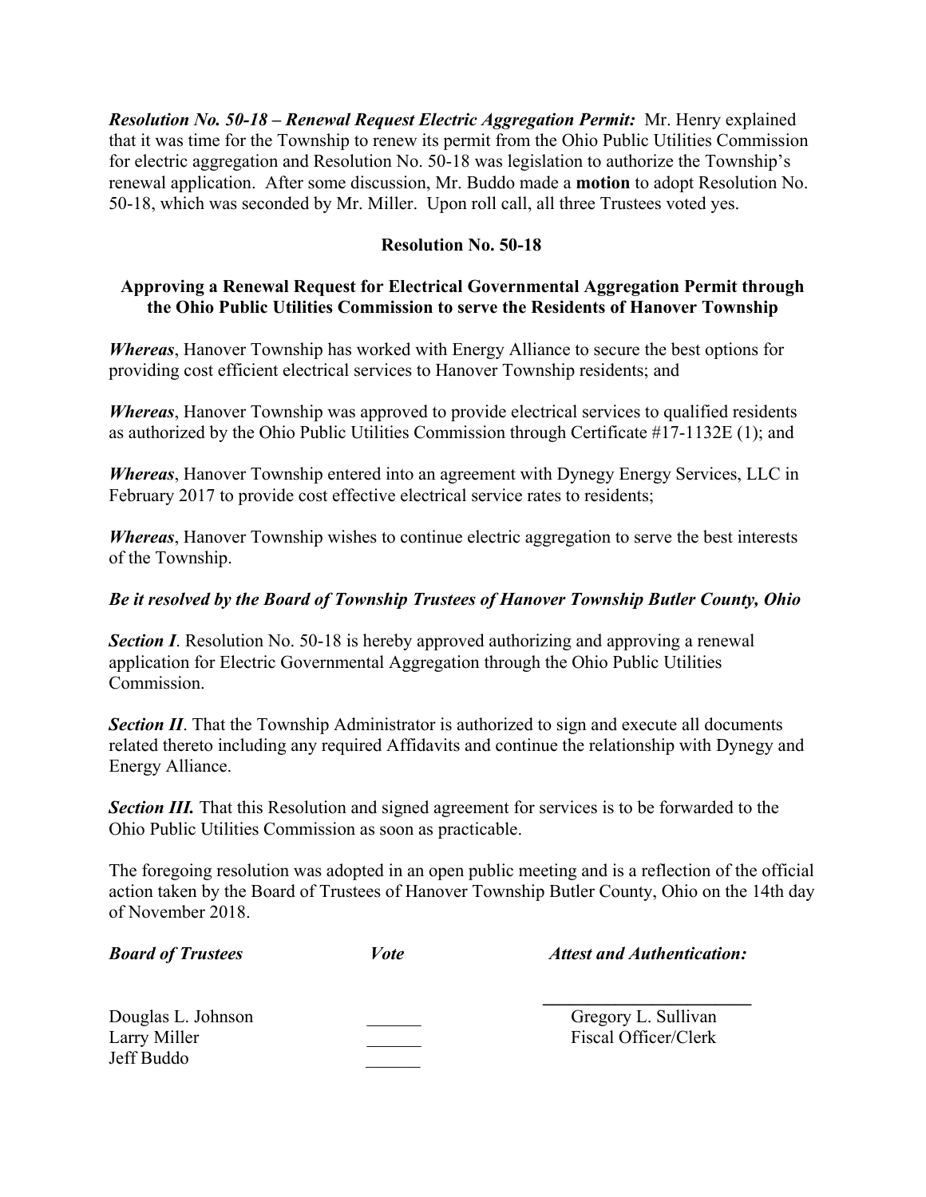***Resolution No. 50-18 – Renewal Request Electric Aggregation Permit:*** Mr. Henry explained that it was time for the Township to renew its permit from the Ohio Public Utilities Commission for electric aggregation and Resolution No. 50-18 was legislation to authorize the Township's renewal application. After some discussion, Mr. Buddo made a **motion** to adopt Resolution No. 50-18, which was seconded by Mr. Miller. Upon roll call, all three Trustees voted yes.

**Resolution No. 50-18**

**Approving a Renewal Request for Electrical Governmental Aggregation Permit through the Ohio Public Utilities Commission to serve the Residents of Hanover Township**

***Whereas***, Hanover Township has worked with Energy Alliance to secure the best options for providing cost efficient electrical services to Hanover Township residents; and

***Whereas***, Hanover Township was approved to provide electrical services to qualified residents as authorized by the Ohio Public Utilities Commission through Certificate #17-1132E (1); and

***Whereas***, Hanover Township entered into an agreement with Dynegy Energy Services, LLC in February 2017 to provide cost effective electrical service rates to residents;

***Whereas***, Hanover Township wishes to continue electric aggregation to serve the best interests of the Township.

***Be it resolved by the Board of Township Trustees of Hanover Township Butler County, Ohio***

***Section I***. Resolution No. 50-18 is hereby approved authorizing and approving a renewal application for Electric Governmental Aggregation through the Ohio Public Utilities Commission.

***Section II***. That the Township Administrator is authorized to sign and execute all documents related thereto including any required Affidavits and continue the relationship with Dynegy and Energy Alliance.

***Section III.*** That this Resolution and signed agreement for services is to be forwarded to the Ohio Public Utilities Commission as soon as practicable.

The foregoing resolution was adopted in an open public meeting and is a reflection of the official action taken by the Board of Trustees of Hanover Township Butler County, Ohio on the 14th day of November 2018.

| ***Board of Trustees*** | ***Vote*** | ***Attest and Authentication:*** |
|---|---|---|
| Douglas L. Johnson | ______ | Gregory L. Sullivan |
| Larry Miller | ______ | Fiscal Officer/Clerk |
| Jeff Buddo | ______ | |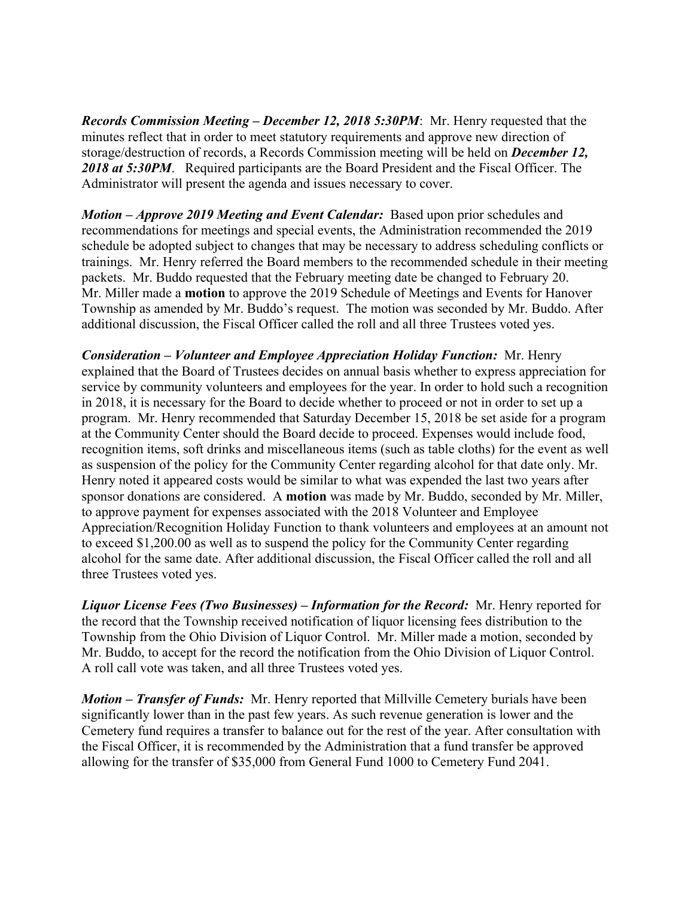***Records Commission Meeting – December 12, 2018 5:30PM***: Mr. Henry requested that the minutes reflect that in order to meet statutory requirements and approve new direction of storage/destruction of records, a Records Commission meeting will be held on ***December 12, 2018 at 5:30PM***. Required participants are the Board President and the Fiscal Officer. The Administrator will present the agenda and issues necessary to cover.

***Motion – Approve 2019 Meeting and Event Calendar:*** Based upon prior schedules and recommendations for meetings and special events, the Administration recommended the 2019 schedule be adopted subject to changes that may be necessary to address scheduling conflicts or trainings. Mr. Henry referred the Board members to the recommended schedule in their meeting packets. Mr. Buddo requested that the February meeting date be changed to February 20. Mr. Miller made a **motion** to approve the 2019 Schedule of Meetings and Events for Hanover Township as amended by Mr. Buddo's request. The motion was seconded by Mr. Buddo. After additional discussion, the Fiscal Officer called the roll and all three Trustees voted yes.

***Consideration – Volunteer and Employee Appreciation Holiday Function:*** Mr. Henry explained that the Board of Trustees decides on annual basis whether to express appreciation for service by community volunteers and employees for the year. In order to hold such a recognition in 2018, it is necessary for the Board to decide whether to proceed or not in order to set up a program. Mr. Henry recommended that Saturday December 15, 2018 be set aside for a program at the Community Center should the Board decide to proceed. Expenses would include food, recognition items, soft drinks and miscellaneous items (such as table cloths) for the event as well as suspension of the policy for the Community Center regarding alcohol for that date only. Mr. Henry noted it appeared costs would be similar to what was expended the last two years after sponsor donations are considered. A **motion** was made by Mr. Buddo, seconded by Mr. Miller, to approve payment for expenses associated with the 2018 Volunteer and Employee Appreciation/Recognition Holiday Function to thank volunteers and employees at an amount not to exceed $1,200.00 as well as to suspend the policy for the Community Center regarding alcohol for the same date. After additional discussion, the Fiscal Officer called the roll and all three Trustees voted yes.

***Liquor License Fees (Two Businesses) – Information for the Record:*** Mr. Henry reported for the record that the Township received notification of liquor licensing fees distribution to the Township from the Ohio Division of Liquor Control. Mr. Miller made a motion, seconded by Mr. Buddo, to accept for the record the notification from the Ohio Division of Liquor Control. A roll call vote was taken, and all three Trustees voted yes.

***Motion – Transfer of Funds:*** Mr. Henry reported that Millville Cemetery burials have been significantly lower than in the past few years. As such revenue generation is lower and the Cemetery fund requires a transfer to balance out for the rest of the year. After consultation with the Fiscal Officer, it is recommended by the Administration that a fund transfer be approved allowing for the transfer of $35,000 from General Fund 1000 to Cemetery Fund 2041.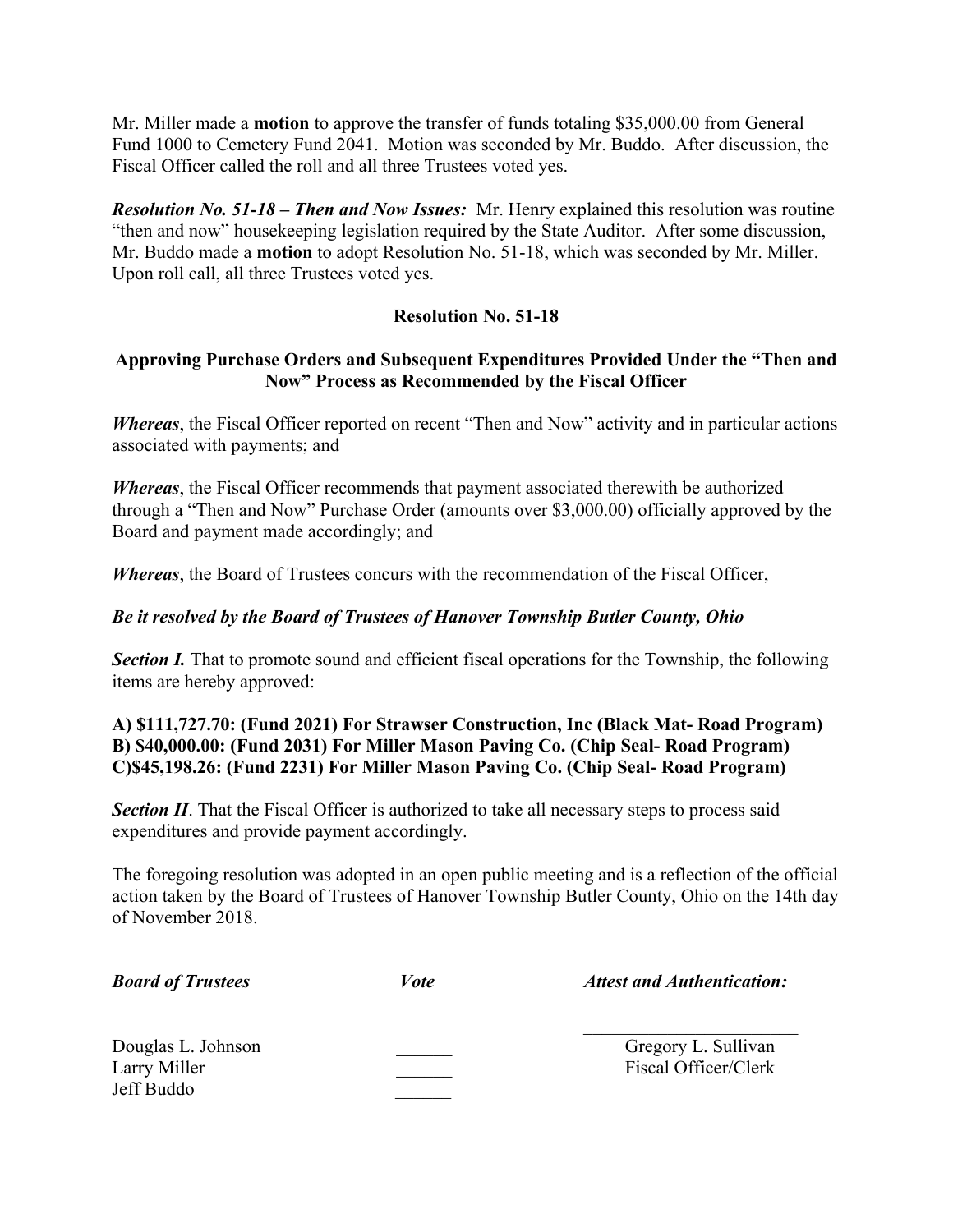Mr. Miller made a **motion** to approve the transfer of funds totaling $35,000.00 from General Fund 1000 to Cemetery Fund 2041. Motion was seconded by Mr. Buddo. After discussion, the Fiscal Officer called the roll and all three Trustees voted yes.

***Resolution No. 51-18 – Then and Now Issues:*** Mr. Henry explained this resolution was routine "then and now" housekeeping legislation required by the State Auditor. After some discussion, Mr. Buddo made a **motion** to adopt Resolution No. 51-18, which was seconded by Mr. Miller. Upon roll call, all three Trustees voted yes.

**Resolution No. 51-18**

**Approving Purchase Orders and Subsequent Expenditures Provided Under the "Then and Now" Process as Recommended by the Fiscal Officer**

***Whereas***, the Fiscal Officer reported on recent "Then and Now" activity and in particular actions associated with payments; and

***Whereas***, the Fiscal Officer recommends that payment associated therewith be authorized through a "Then and Now" Purchase Order (amounts over $3,000.00) officially approved by the Board and payment made accordingly; and

***Whereas***, the Board of Trustees concurs with the recommendation of the Fiscal Officer,

***Be it resolved by the Board of Trustees of Hanover Township Butler County, Ohio***

***Section I.*** That to promote sound and efficient fiscal operations for the Township, the following items are hereby approved:

**A) $111,727.70: (Fund 2021) For Strawser Construction, Inc (Black Mat- Road Program)**
**B) $40,000.00: (Fund 2031) For Miller Mason Paving Co. (Chip Seal- Road Program)**
**C)$45,198.26: (Fund 2231) For Miller Mason Paving Co. (Chip Seal- Road Program)**

***Section II***. That the Fiscal Officer is authorized to take all necessary steps to process said expenditures and provide payment accordingly.

The foregoing resolution was adopted in an open public meeting and is a reflection of the official action taken by the Board of Trustees of Hanover Township Butler County, Ohio on the 14th day of November 2018.

| ***Board of Trustees*** | ***Vote*** | ***Attest and Authentication:*** |
|---|---|---|
| Douglas L. Johnson | ______ | ______________________ Gregory L. Sullivan |
| Larry Miller | ______ | Fiscal Officer/Clerk |
| Jeff Buddo | ______ | |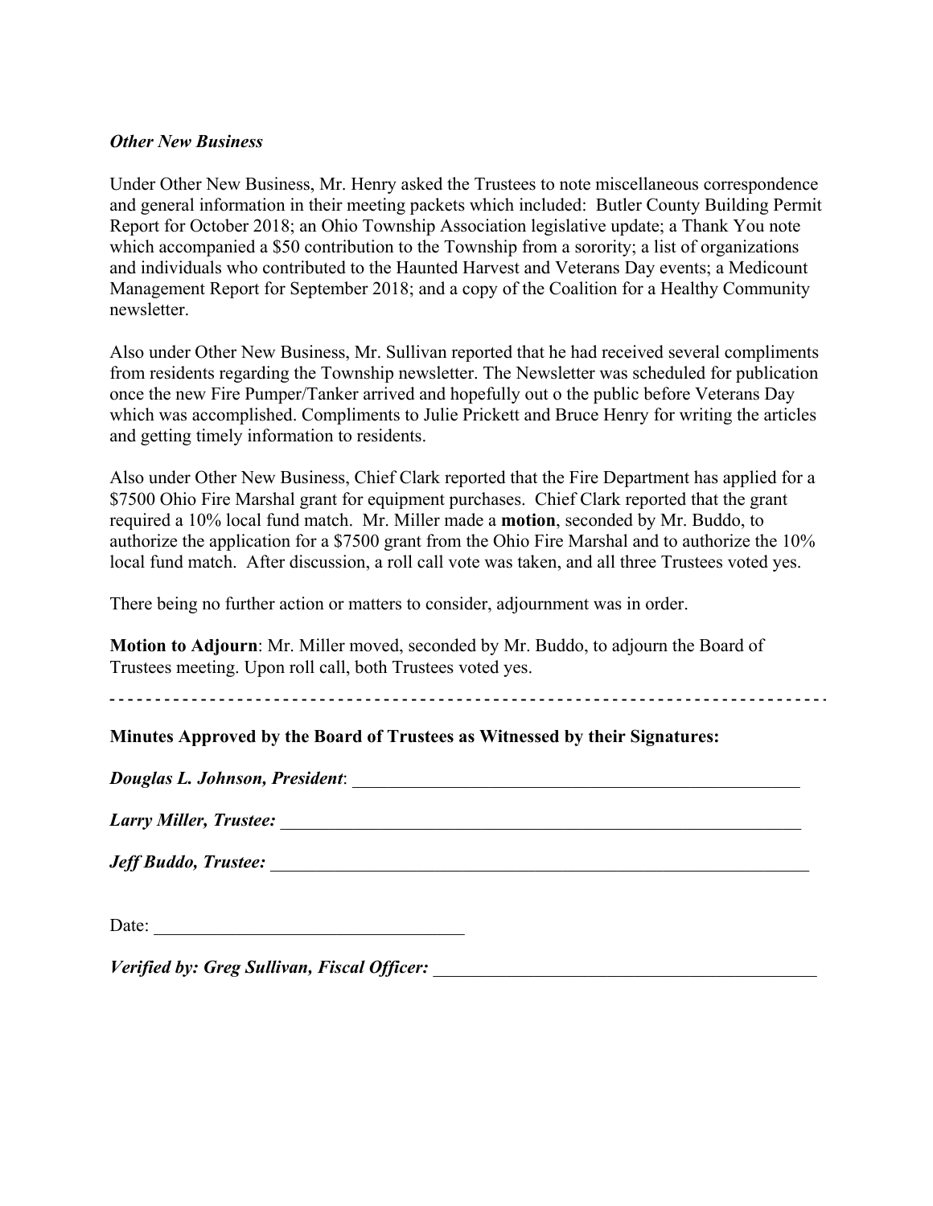***Other New Business***

Under Other New Business, Mr. Henry asked the Trustees to note miscellaneous correspondence and general information in their meeting packets which included: Butler County Building Permit Report for October 2018; an Ohio Township Association legislative update; a Thank You note which accompanied a $50 contribution to the Township from a sorority; a list of organizations and individuals who contributed to the Haunted Harvest and Veterans Day events; a Medicount Management Report for September 2018; and a copy of the Coalition for a Healthy Community newsletter.

Also under Other New Business, Mr. Sullivan reported that he had received several compliments from residents regarding the Township newsletter. The Newsletter was scheduled for publication once the new Fire Pumper/Tanker arrived and hopefully out o the public before Veterans Day which was accomplished. Compliments to Julie Prickett and Bruce Henry for writing the articles and getting timely information to residents.

Also under Other New Business, Chief Clark reported that the Fire Department has applied for a $7500 Ohio Fire Marshal grant for equipment purchases. Chief Clark reported that the grant required a 10% local fund match. Mr. Miller made a **motion**, seconded by Mr. Buddo, to authorize the application for a $7500 grant from the Ohio Fire Marshal and to authorize the 10% local fund match. After discussion, a roll call vote was taken, and all three Trustees voted yes.

There being no further action or matters to consider, adjournment was in order.

**Motion to Adjourn**: Mr. Miller moved, seconded by Mr. Buddo, to adjourn the Board of Trustees meeting. Upon roll call, both Trustees voted yes.

---

**Minutes Approved by the Board of Trustees as Witnessed by their Signatures:**

***Douglas L. Johnson, President***: ____________________________________________________

***Larry Miller, Trustee:*** ____________________________________________________________

***Jeff Buddo, Trustee:*** ______________________________________________________________

Date: ____________________________________

***Verified by: Greg Sullivan, Fiscal Officer:*** ___________________________________________